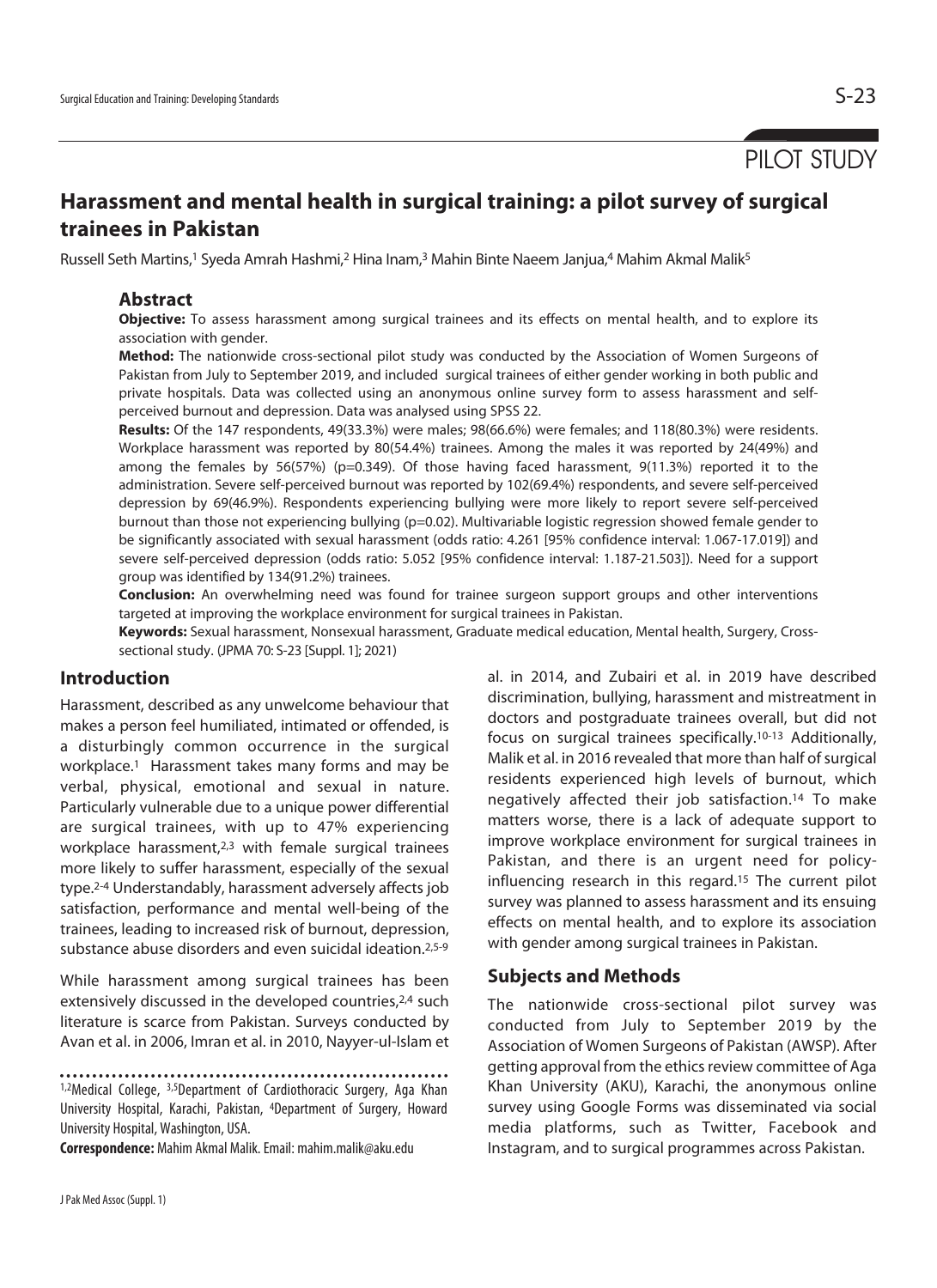PILOT STUDY

# Harassment and mental health in surgical training: a pilot survey of surgical trainees in Pakistan

Russell Seth Martins,[1] Syeda Amrah Hashmi,[2] Hina Inam,[3] Mahin Binte Naeem Janjua,[4] Mahim Akmal Malik[5]

## Abstract

**Objective:** To assess harassment among surgical trainees and its effects on mental health, and to explore its association with gender.

**Method:** The nationwide cross-sectional pilot study was conducted by the Association of Women Surgeons of Pakistan from July to September 2019, and included surgical trainees of either gender working in both public and private hospitals. Data was collected using an anonymous online survey form to assess harassment and self-perceived burnout and depression. Data was analysed using SPSS 22.

**Results:** Of the 147 respondents, 49(33.3%) were males; 98(66.6%) were females; and 118(80.3%) were residents. Workplace harassment was reported by 80(54.4%) trainees. Among the males it was reported by 24(49%) and among the females by 56(57%) (p=0.349). Of those having faced harassment, 9(11.3%) reported it to the administration. Severe self-perceived burnout was reported by 102(69.4%) respondents, and severe self-perceived depression by 69(46.9%). Respondents experiencing bullying were more likely to report severe self-perceived burnout than those not experiencing bullying (p=0.02). Multivariable logistic regression showed female gender to be significantly associated with sexual harassment (odds ratio: 4.261 [95% confidence interval: 1.067-17.019]) and severe self-perceived depression (odds ratio: 5.052 [95% confidence interval: 1.187-21.503]). Need for a support group was identified by 134(91.2%) trainees.

**Conclusion:** An overwhelming need was found for trainee surgeon support groups and other interventions targeted at improving the workplace environment for surgical trainees in Pakistan.

**Keywords:** Sexual harassment, Nonsexual harassment, Graduate medical education, Mental health, Surgery, Cross-sectional study. (JPMA 70: S-23 [Suppl. 1]; 2021)

## Introduction

Harassment, described as any unwelcome behaviour that makes a person feel humiliated, intimated or offended, is a disturbingly common occurrence in the surgical workplace.[1] Harassment takes many forms and may be verbal, physical, emotional and sexual in nature. Particularly vulnerable due to a unique power differential are surgical trainees, with up to 47% experiencing workplace harassment,[2,3] with female surgical trainees more likely to suffer harassment, especially of the sexual type.[2-4] Understandably, harassment adversely affects job satisfaction, performance and mental well-being of the trainees, leading to increased risk of burnout, depression, substance abuse disorders and even suicidal ideation.[2,5-9]

While harassment among surgical trainees has been extensively discussed in the developed countries,[2,4] such literature is scarce from Pakistan. Surveys conducted by Avan et al. in 2006, Imran et al. in 2010, Nayyer-ul-Islam et al. in 2014, and Zubairi et al. in 2019 have described discrimination, bullying, harassment and mistreatment in doctors and postgraduate trainees overall, but did not focus on surgical trainees specifically.[10-13] Additionally, Malik et al. in 2016 revealed that more than half of surgical residents experienced high levels of burnout, which negatively affected their job satisfaction.[14] To make matters worse, there is a lack of adequate support to improve workplace environment for surgical trainees in Pakistan, and there is an urgent need for policy-influencing research in this regard.[15] The current pilot survey was planned to assess harassment and its ensuing effects on mental health, and to explore its association with gender among surgical trainees in Pakistan.

## Subjects and Methods

The nationwide cross-sectional pilot survey was conducted from July to September 2019 by the Association of Women Surgeons of Pakistan (AWSP). After getting approval from the ethics review committee of Aga Khan University (AKU), Karachi, the anonymous online survey using Google Forms was disseminated via social media platforms, such as Twitter, Facebook and Instagram, and to surgical programmes across Pakistan.

---

[1,2]Medical College, [3,5]Department of Cardiothoracic Surgery, Aga Khan University Hospital, Karachi, Pakistan, [4]Department of Surgery, Howard University Hospital, Washington, USA.

**Correspondence:** Mahim Akmal Malik. Email: mahim.malik@aku.edu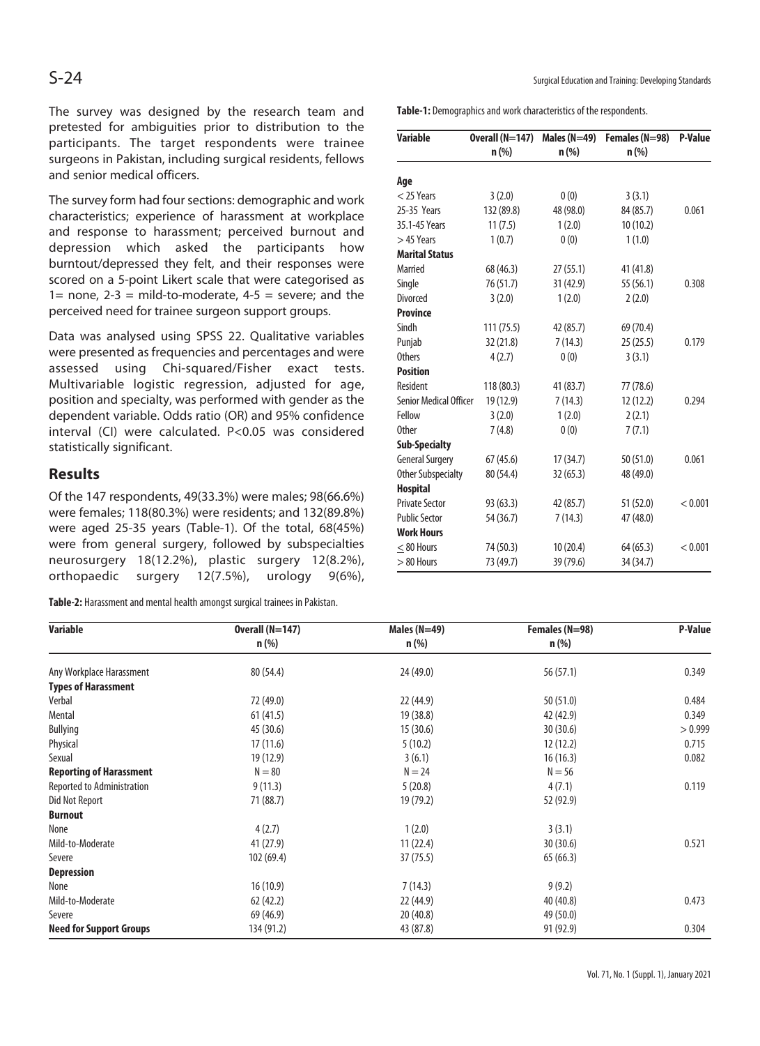The survey was designed by the research team and pretested for ambiguities prior to distribution to the participants. The target respondents were trainee surgeons in Pakistan, including surgical residents, fellows and senior medical officers.

The survey form had four sections: demographic and work characteristics; experience of harassment at workplace and response to harassment; perceived burnout and depression which asked the participants how burntout/depressed they felt, and their responses were scored on a 5-point Likert scale that were categorised as 1= none, 2-3 = mild-to-moderate, 4-5 = severe; and the perceived need for trainee surgeon support groups.

Data was analysed using SPSS 22. Qualitative variables were presented as frequencies and percentages and were assessed using Chi-squared/Fisher exact tests. Multivariable logistic regression, adjusted for age, position and specialty, was performed with gender as the dependent variable. Odds ratio (OR) and 95% confidence interval (CI) were calculated. P<0.05 was considered statistically significant.

## Results

Of the 147 respondents, 49(33.3%) were males; 98(66.6%) were females; 118(80.3%) were residents; and 132(89.8%) were aged 25-35 years (Table-1). Of the total, 68(45%) were from general surgery, followed by subspecialties neurosurgery 18(12.2%), plastic surgery 12(8.2%), orthopaedic surgery 12(7.5%), urology 9(6%),

**Table-1:** Demographics and work characteristics of the respondents.

| Variable | Overall (N=147) n (%) | Males (N=49) n (%) | Females (N=98) n (%) | P-Value |
|---|---|---|---|---|
| **Age** | | | | |
| < 25 Years | 3 (2.0) | 0 (0) | 3 (3.1) | |
| 25-35 Years | 132 (89.8) | 48 (98.0) | 84 (85.7) | 0.061 |
| 35.1-45 Years | 11 (7.5) | 1 (2.0) | 10 (10.2) | |
| > 45 Years | 1 (0.7) | 0 (0) | 1 (1.0) | |
| **Marital Status** | | | | |
| Married | 68 (46.3) | 27 (55.1) | 41 (41.8) | |
| Single | 76 (51.7) | 31 (42.9) | 55 (56.1) | 0.308 |
| Divorced | 3 (2.0) | 1 (2.0) | 2 (2.0) | |
| **Province** | | | | |
| Sindh | 111 (75.5) | 42 (85.7) | 69 (70.4) | |
| Punjab | 32 (21.8) | 7 (14.3) | 25 (25.5) | 0.179 |
| Others | 4 (2.7) | 0 (0) | 3 (3.1) | |
| **Position** | | | | |
| Resident | 118 (80.3) | 41 (83.7) | 77 (78.6) | |
| Senior Medical Officer | 19 (12.9) | 7 (14.3) | 12 (12.2) | 0.294 |
| Fellow | 3 (2.0) | 1 (2.0) | 2 (2.1) | |
| Other | 7 (4.8) | 0 (0) | 7 (7.1) | |
| **Sub-Specialty** | | | | |
| General Surgery | 67 (45.6) | 17 (34.7) | 50 (51.0) | 0.061 |
| Other Subspecialty | 80 (54.4) | 32 (65.3) | 48 (49.0) | |
| **Hospital** | | | | |
| Private Sector | 93 (63.3) | 42 (85.7) | 51 (52.0) | < 0.001 |
| Public Sector | 54 (36.7) | 7 (14.3) | 47 (48.0) | |
| **Work Hours** | | | | |
| ≤ 80 Hours | 74 (50.3) | 10 (20.4) | 64 (65.3) | < 0.001 |
| > 80 Hours | 73 (49.7) | 39 (79.6) | 34 (34.7) | |

**Table-2:** Harassment and mental health amongst surgical trainees in Pakistan.

| Variable | Overall (N=147) n (%) | Males (N=49) n (%) | Females (N=98) n (%) | P-Value |
|---|---|---|---|---|
| Any Workplace Harassment | 80 (54.4) | 24 (49.0) | 56 (57.1) | 0.349 |
| **Types of Harassment** | | | | |
| Verbal | 72 (49.0) | 22 (44.9) | 50 (51.0) | 0.484 |
| Mental | 61 (41.5) | 19 (38.8) | 42 (42.9) | 0.349 |
| Bullying | 45 (30.6) | 15 (30.6) | 30 (30.6) | > 0.999 |
| Physical | 17 (11.6) | 5 (10.2) | 12 (12.2) | 0.715 |
| Sexual | 19 (12.9) | 3 (6.1) | 16 (16.3) | 0.082 |
| **Reporting of Harassment** | N = 80 | N = 24 | N = 56 | |
| Reported to Administration | 9 (11.3) | 5 (20.8) | 4 (7.1) | 0.119 |
| Did Not Report | 71 (88.7) | 19 (79.2) | 52 (92.9) | |
| **Burnout** | | | | |
| None | 4 (2.7) | 1 (2.0) | 3 (3.1) | |
| Mild-to-Moderate | 41 (27.9) | 11 (22.4) | 30 (30.6) | 0.521 |
| Severe | 102 (69.4) | 37 (75.5) | 65 (66.3) | |
| **Depression** | | | | |
| None | 16 (10.9) | 7 (14.3) | 9 (9.2) | |
| Mild-to-Moderate | 62 (42.2) | 22 (44.9) | 40 (40.8) | 0.473 |
| Severe | 69 (46.9) | 20 (40.8) | 49 (50.0) | |
| **Need for Support Groups** | 134 (91.2) | 43 (87.8) | 91 (92.9) | 0.304 |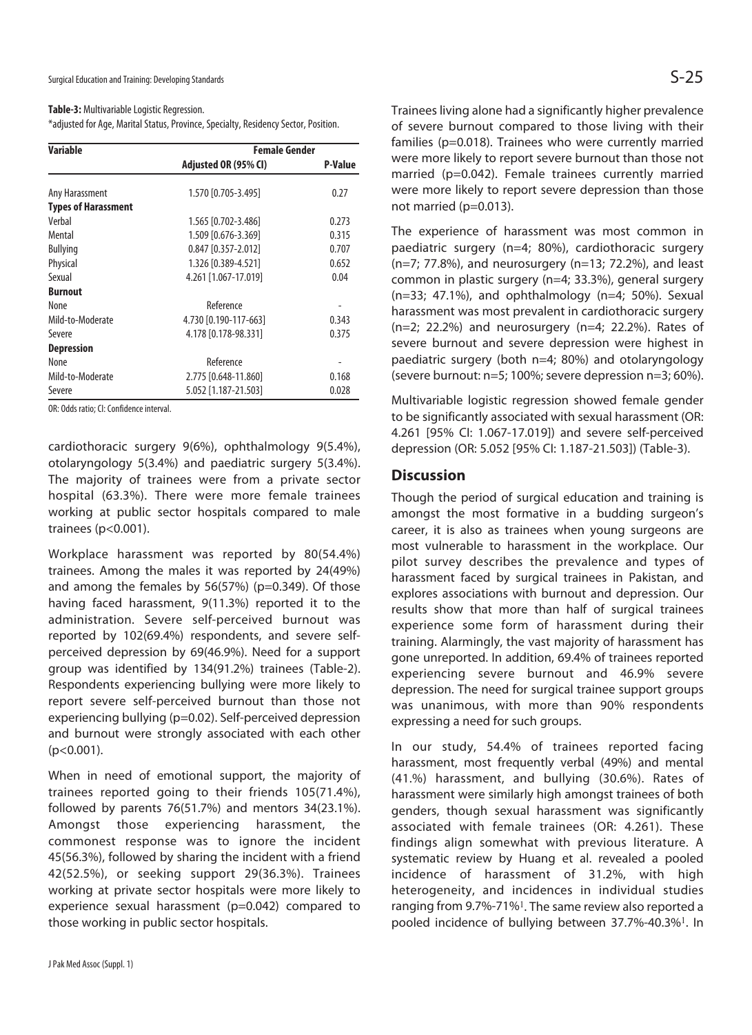**Table-3:** Multivariable Logistic Regression.

*adjusted for Age, Marital Status, Province, Specialty, Residency Sector, Position.

| Variable | Female Gender | |
|---|---|---|
| | Adjusted OR (95% CI) | P-Value |
| Any Harassment | 1.570 [0.705-3.495] | 0.27 |
| **Types of Harassment** | | |
| Verbal | 1.565 [0.702-3.486] | 0.273 |
| Mental | 1.509 [0.676-3.369] | 0.315 |
| Bullying | 0.847 [0.357-2.012] | 0.707 |
| Physical | 1.326 [0.389-4.521] | 0.652 |
| Sexual | 4.261 [1.067-17.019] | 0.04 |
| **Burnout** | | |
| None | Reference | - |
| Mild-to-Moderate | 4.730 [0.190-117-663] | 0.343 |
| Severe | 4.178 [0.178-98.331] | 0.375 |
| **Depression** | | |
| None | Reference | - |
| Mild-to-Moderate | 2.775 [0.648-11.860] | 0.168 |
| Severe | 5.052 [1.187-21.503] | 0.028 |

OR: Odds ratio; CI: Confidence interval.

cardiothoracic surgery 9(6%), ophthalmology 9(5.4%), otolaryngology 5(3.4%) and paediatric surgery 5(3.4%). The majority of trainees were from a private sector hospital (63.3%). There were more female trainees working at public sector hospitals compared to male trainees ($p<0.001$).

Workplace harassment was reported by 80(54.4%) trainees. Among the males it was reported by 24(49%) and among the females by 56(57%) ($p=0.349$). Of those having faced harassment, 9(11.3%) reported it to the administration. Severe self-perceived burnout was reported by 102(69.4%) respondents, and severe self-perceived depression by 69(46.9%). Need for a support group was identified by 134(91.2%) trainees (Table-2). Respondents experiencing bullying were more likely to report severe self-perceived burnout than those not experiencing bullying ($p=0.02$). Self-perceived depression and burnout were strongly associated with each other ($p<0.001$).

When in need of emotional support, the majority of trainees reported going to their friends 105(71.4%), followed by parents 76(51.7%) and mentors 34(23.1%). Amongst those experiencing harassment, the commonest response was to ignore the incident 45(56.3%), followed by sharing the incident with a friend 42(52.5%), or seeking support 29(36.3%). Trainees working at private sector hospitals were more likely to experience sexual harassment ($p=0.042$) compared to those working in public sector hospitals.

Trainees living alone had a significantly higher prevalence of severe burnout compared to those living with their families ($p=0.018$). Trainees who were currently married were more likely to report severe burnout than those not married ($p=0.042$). Female trainees currently married were more likely to report severe depression than those not married ($p=0.013$).

The experience of harassment was most common in paediatric surgery (n=4; 80%), cardiothoracic surgery (n=7; 77.8%), and neurosurgery (n=13; 72.2%), and least common in plastic surgery (n=4; 33.3%), general surgery (n=33; 47.1%), and ophthalmology (n=4; 50%). Sexual harassment was most prevalent in cardiothoracic surgery (n=2; 22.2%) and neurosurgery (n=4; 22.2%). Rates of severe burnout and severe depression were highest in paediatric surgery (both n=4; 80%) and otolaryngology (severe burnout: n=5; 100%; severe depression n=3; 60%).

Multivariable logistic regression showed female gender to be significantly associated with sexual harassment (OR: 4.261 [95% CI: 1.067-17.019]) and severe self-perceived depression (OR: 5.052 [95% CI: 1.187-21.503]) (Table-3).

## Discussion

Though the period of surgical education and training is amongst the most formative in a budding surgeon's career, it is also as trainees when young surgeons are most vulnerable to harassment in the workplace. Our pilot survey describes the prevalence and types of harassment faced by surgical trainees in Pakistan, and explores associations with burnout and depression. Our results show that more than half of surgical trainees experience some form of harassment during their training. Alarmingly, the vast majority of harassment has gone unreported. In addition, 69.4% of trainees reported experiencing severe burnout and 46.9% severe depression. The need for surgical trainee support groups was unanimous, with more than 90% respondents expressing a need for such groups.

In our study, 54.4% of trainees reported facing harassment, most frequently verbal (49%) and mental (41.%) harassment, and bullying (30.6%). Rates of harassment were similarly high amongst trainees of both genders, though sexual harassment was significantly associated with female trainees (OR: 4.261). These findings align somewhat with previous literature. A systematic review by Huang et al. revealed a pooled incidence of harassment of 31.2%, with high heterogeneity, and incidences in individual studies ranging from 9.7%-71%[1]. The same review also reported a pooled incidence of bullying between 37.7%-40.3%[1]. In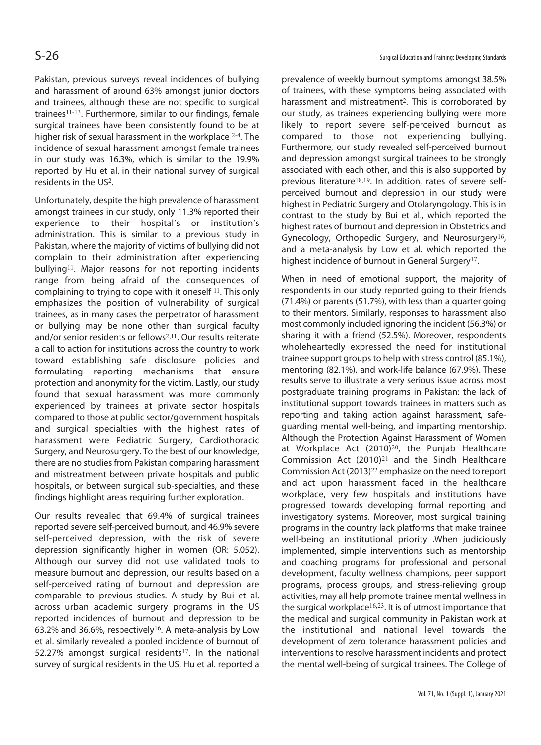Pakistan, previous surveys reveal incidences of bullying and harassment of around 63% amongst junior doctors and trainees, although these are not specific to surgical trainees[11-13]. Furthermore, similar to our findings, female surgical trainees have been consistently found to be at higher risk of sexual harassment in the workplace [2-4]. The incidence of sexual harassment amongst female trainees in our study was 16.3%, which is similar to the 19.9% reported by Hu et al. in their national survey of surgical residents in the US[2].

Unfortunately, despite the high prevalence of harassment amongst trainees in our study, only 11.3% reported their experience to their hospital's or institution's administration. This is similar to a previous study in Pakistan, where the majority of victims of bullying did not complain to their administration after experiencing bullying[11]. Major reasons for not reporting incidents range from being afraid of the consequences of complaining to trying to cope with it oneself [11]. This only emphasizes the position of vulnerability of surgical trainees, as in many cases the perpetrator of harassment or bullying may be none other than surgical faculty and/or senior residents or fellows[2,11]. Our results reiterate a call to action for institutions across the country to work toward establishing safe disclosure policies and formulating reporting mechanisms that ensure protection and anonymity for the victim. Lastly, our study found that sexual harassment was more commonly experienced by trainees at private sector hospitals compared to those at public sector/government hospitals and surgical specialties with the highest rates of harassment were Pediatric Surgery, Cardiothoracic Surgery, and Neurosurgery. To the best of our knowledge, there are no studies from Pakistan comparing harassment and mistreatment between private hospitals and public hospitals, or between surgical sub-specialties, and these findings highlight areas requiring further exploration.

Our results revealed that 69.4% of surgical trainees reported severe self-perceived burnout, and 46.9% severe self-perceived depression, with the risk of severe depression significantly higher in women (OR: 5.052). Although our survey did not use validated tools to measure burnout and depression, our results based on a self-perceived rating of burnout and depression are comparable to previous studies. A study by Bui et al. across urban academic surgery programs in the US reported incidences of burnout and depression to be 63.2% and 36.6%, respectively[16]. A meta-analysis by Low et al. similarly revealed a pooled incidence of burnout of 52.27% amongst surgical residents[17]. In the national survey of surgical residents in the US, Hu et al. reported a prevalence of weekly burnout symptoms amongst 38.5% of trainees, with these symptoms being associated with harassment and mistreatment[2]. This is corroborated by our study, as trainees experiencing bullying were more likely to report severe self-perceived burnout as compared to those not experiencing bullying. Furthermore, our study revealed self-perceived burnout and depression amongst surgical trainees to be strongly associated with each other, and this is also supported by previous literature[18,19]. In addition, rates of severe self-perceived burnout and depression in our study were highest in Pediatric Surgery and Otolaryngology. This is in contrast to the study by Bui et al., which reported the highest rates of burnout and depression in Obstetrics and Gynecology, Orthopedic Surgery, and Neurosurgery[16], and a meta-analysis by Low et al. which reported the highest incidence of burnout in General Surgery[17].

When in need of emotional support, the majority of respondents in our study reported going to their friends (71.4%) or parents (51.7%), with less than a quarter going to their mentors. Similarly, responses to harassment also most commonly included ignoring the incident (56.3%) or sharing it with a friend (52.5%). Moreover, respondents wholeheartedly expressed the need for institutional trainee support groups to help with stress control (85.1%), mentoring (82.1%), and work-life balance (67.9%). These results serve to illustrate a very serious issue across most postgraduate training programs in Pakistan: the lack of institutional support towards trainees in matters such as reporting and taking action against harassment, safe-guarding mental well-being, and imparting mentorship. Although the Protection Against Harassment of Women at Workplace Act (2010)[20], the Punjab Healthcare Commission Act (2010)[21] and the Sindh Healthcare Commission Act (2013)[22] emphasize on the need to report and act upon harassment faced in the healthcare workplace, very few hospitals and institutions have progressed towards developing formal reporting and investigatory systems. Moreover, most surgical training programs in the country lack platforms that make trainee well-being an institutional priority .When judiciously implemented, simple interventions such as mentorship and coaching programs for professional and personal development, faculty wellness champions, peer support programs, process groups, and stress-relieving group activities, may all help promote trainee mental wellness in the surgical workplace[16,23]. It is of utmost importance that the medical and surgical community in Pakistan work at the institutional and national level towards the development of zero tolerance harassment policies and interventions to resolve harassment incidents and protect the mental well-being of surgical trainees. The College of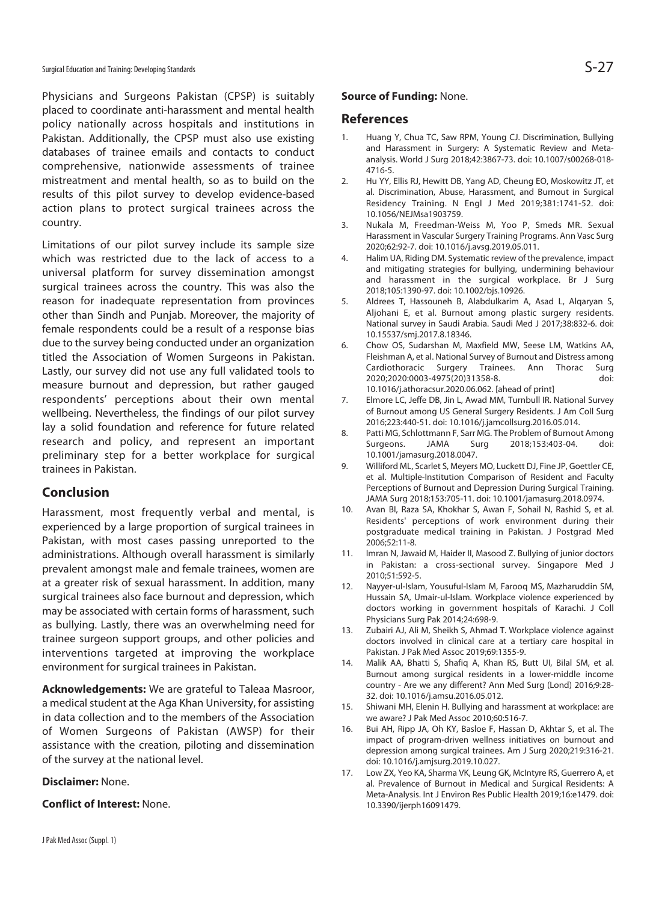Physicians and Surgeons Pakistan (CPSP) is suitably placed to coordinate anti-harassment and mental health policy nationally across hospitals and institutions in Pakistan. Additionally, the CPSP must also use existing databases of trainee emails and contacts to conduct comprehensive, nationwide assessments of trainee mistreatment and mental health, so as to build on the results of this pilot survey to develop evidence-based action plans to protect surgical trainees across the country.

Limitations of our pilot survey include its sample size which was restricted due to the lack of access to a universal platform for survey dissemination amongst surgical trainees across the country. This was also the reason for inadequate representation from provinces other than Sindh and Punjab. Moreover, the majority of female respondents could be a result of a response bias due to the survey being conducted under an organization titled the Association of Women Surgeons in Pakistan. Lastly, our survey did not use any full validated tools to measure burnout and depression, but rather gauged respondents' perceptions about their own mental wellbeing. Nevertheless, the findings of our pilot survey lay a solid foundation and reference for future related research and policy, and represent an important preliminary step for a better workplace for surgical trainees in Pakistan.

## Conclusion

Harassment, most frequently verbal and mental, is experienced by a large proportion of surgical trainees in Pakistan, with most cases passing unreported to the administrations. Although overall harassment is similarly prevalent amongst male and female trainees, women are at a greater risk of sexual harassment. In addition, many surgical trainees also face burnout and depression, which may be associated with certain forms of harassment, such as bullying. Lastly, there was an overwhelming need for trainee surgeon support groups, and other policies and interventions targeted at improving the workplace environment for surgical trainees in Pakistan.

**Acknowledgements:** We are grateful to Taleaa Masroor, a medical student at the Aga Khan University, for assisting in data collection and to the members of the Association of Women Surgeons of Pakistan (AWSP) for their assistance with the creation, piloting and dissemination of the survey at the national level.

**Disclaimer:** None.

**Conflict of Interest:** None.

**Source of Funding:** None.

## References

1. Huang Y, Chua TC, Saw RPM, Young CJ. Discrimination, Bullying and Harassment in Surgery: A Systematic Review and Meta-analysis. World J Surg 2018;42:3867-73. doi: 10.1007/s00268-018-4716-5.
2. Hu YY, Ellis RJ, Hewitt DB, Yang AD, Cheung EO, Moskowitz JT, et al. Discrimination, Abuse, Harassment, and Burnout in Surgical Residency Training. N Engl J Med 2019;381:1741-52. doi: 10.1056/NEJMsa1903759.
3. Nukala M, Freedman-Weiss M, Yoo P, Smeds MR. Sexual Harassment in Vascular Surgery Training Programs. Ann Vasc Surg 2020;62:92-7. doi: 10.1016/j.avsg.2019.05.011.
4. Halim UA, Riding DM. Systematic review of the prevalence, impact and mitigating strategies for bullying, undermining behaviour and harassment in the surgical workplace. Br J Surg 2018;105:1390-97. doi: 10.1002/bjs.10926.
5. Aldrees T, Hassouneh B, Alabdulkarim A, Asad L, Alqaryan S, Aljohani E, et al. Burnout among plastic surgery residents. National survey in Saudi Arabia. Saudi Med J 2017;38:832-6. doi: 10.15537/smj.2017.8.18346.
6. Chow OS, Sudarshan M, Maxfield MW, Seese LM, Watkins AA, Fleishman A, et al. National Survey of Burnout and Distress among Cardiothoracic Surgery Trainees. Ann Thorac Surg 2020;2020:0003-4975(20)31358-8. doi: 10.1016/j.athoracsur.2020.06.062. [ahead of print]
7. Elmore LC, Jeffe DB, Jin L, Awad MM, Turnbull IR. National Survey of Burnout among US General Surgery Residents. J Am Coll Surg 2016;223:440-51. doi: 10.1016/j.jamcollsurg.2016.05.014.
8. Patti MG, Schlottmann F, Sarr MG. The Problem of Burnout Among Surgeons. JAMA Surg 2018;153:403-04. doi: 10.1001/jamasurg.2018.0047.
9. Williford ML, Scarlet S, Meyers MO, Luckett DJ, Fine JP, Goettler CE, et al. Multiple-Institution Comparison of Resident and Faculty Perceptions of Burnout and Depression During Surgical Training. JAMA Surg 2018;153:705-11. doi: 10.1001/jamasurg.2018.0974.
10. Avan BI, Raza SA, Khokhar S, Awan F, Sohail N, Rashid S, et al. Residents' perceptions of work environment during their postgraduate medical training in Pakistan. J Postgrad Med 2006;52:11-8.
11. Imran N, Jawaid M, Haider II, Masood Z. Bullying of junior doctors in Pakistan: a cross-sectional survey. Singapore Med J 2010;51:592-5.
12. Nayyer-ul-Islam, Yousuful-Islam M, Farooq MS, Mazharuddin SM, Hussain SA, Umair-ul-Islam. Workplace violence experienced by doctors working in government hospitals of Karachi. J Coll Physicians Surg Pak 2014;24:698-9.
13. Zubairi AJ, Ali M, Sheikh S, Ahmad T. Workplace violence against doctors involved in clinical care at a tertiary care hospital in Pakistan. J Pak Med Assoc 2019;69:1355-9.
14. Malik AA, Bhatti S, Shafiq A, Khan RS, Butt UI, Bilal SM, et al. Burnout among surgical residents in a lower-middle income country - Are we any different? Ann Med Surg (Lond) 2016;9:28-32. doi: 10.1016/j.amsu.2016.05.012.
15. Shiwani MH, Elenin H. Bullying and harassment at workplace: are we aware? J Pak Med Assoc 2010;60:516-7.
16. Bui AH, Ripp JA, Oh KY, Basloe F, Hassan D, Akhtar S, et al. The impact of program-driven wellness initiatives on burnout and depression among surgical trainees. Am J Surg 2020;219:316-21. doi: 10.1016/j.amjsurg.2019.10.027.
17. Low ZX, Yeo KA, Sharma VK, Leung GK, McIntyre RS, Guerrero A, et al. Prevalence of Burnout in Medical and Surgical Residents: A Meta-Analysis. Int J Environ Res Public Health 2019;16:e1479. doi: 10.3390/ijerph16091479.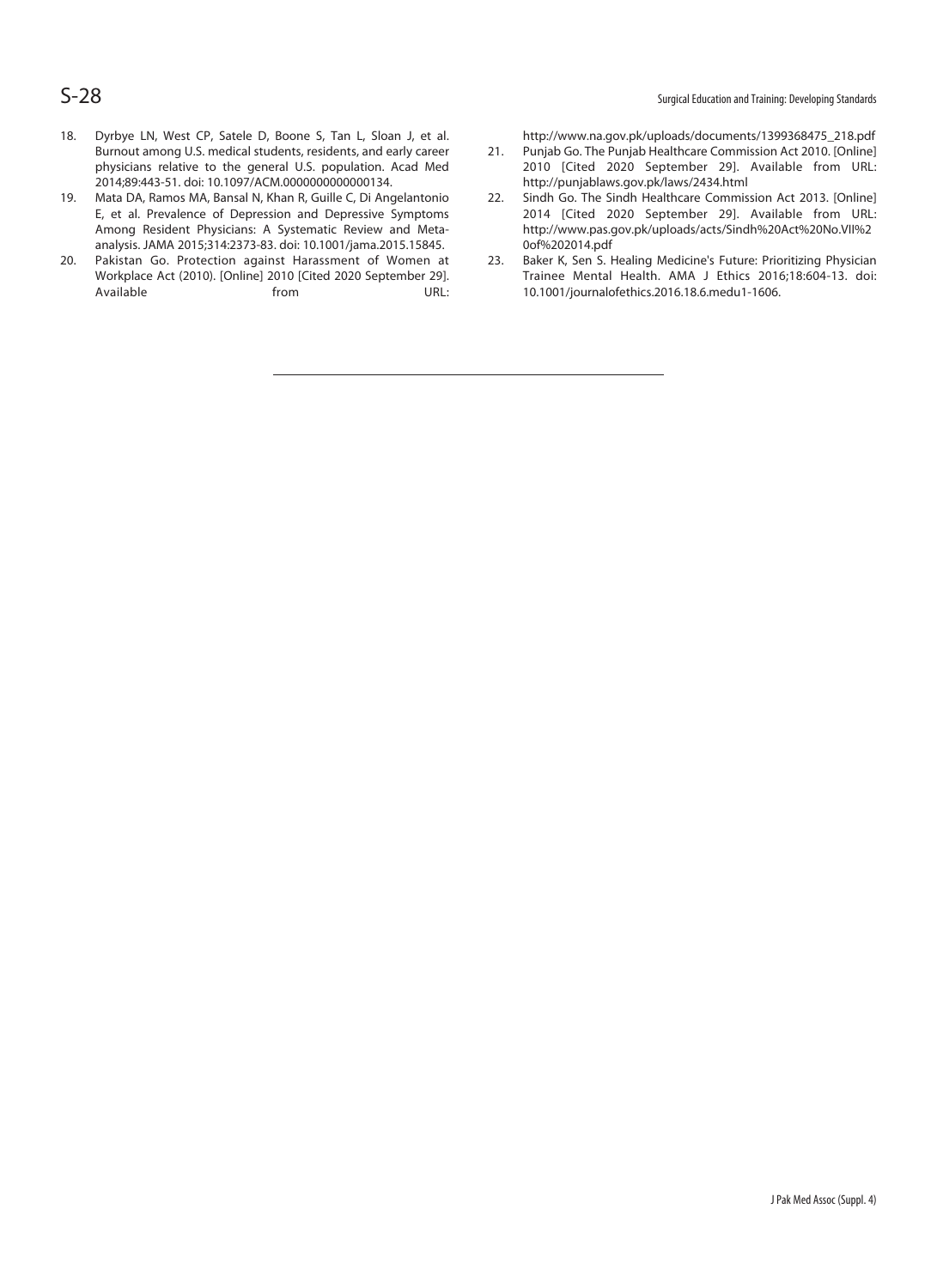18. Dyrbye LN, West CP, Satele D, Boone S, Tan L, Sloan J, et al. Burnout among U.S. medical students, residents, and early career physicians relative to the general U.S. population. Acad Med 2014;89:443-51. doi: 10.1097/ACM.0000000000000134.
19. Mata DA, Ramos MA, Bansal N, Khan R, Guille C, Di Angelantonio E, et al. Prevalence of Depression and Depressive Symptoms Among Resident Physicians: A Systematic Review and Meta-analysis. JAMA 2015;314:2373-83. doi: 10.1001/jama.2015.15845.
20. Pakistan Go. Protection against Harassment of Women at Workplace Act (2010). [Online] 2010 [Cited 2020 September 29]. Available from URL: http://www.na.gov.pk/uploads/documents/1399368475_218.pdf
21. Punjab Go. The Punjab Healthcare Commission Act 2010. [Online] 2010 [Cited 2020 September 29]. Available from URL: http://punjablaws.gov.pk/laws/2434.html
22. Sindh Go. The Sindh Healthcare Commission Act 2013. [Online] 2014 [Cited 2020 September 29]. Available from URL: http://www.pas.gov.pk/uploads/acts/Sindh%20Act%20No.VII%20of%202014.pdf
23. Baker K, Sen S. Healing Medicine's Future: Prioritizing Physician Trainee Mental Health. AMA J Ethics 2016;18:604-13. doi: 10.1001/journalofethics.2016.18.6.medu1-1606.